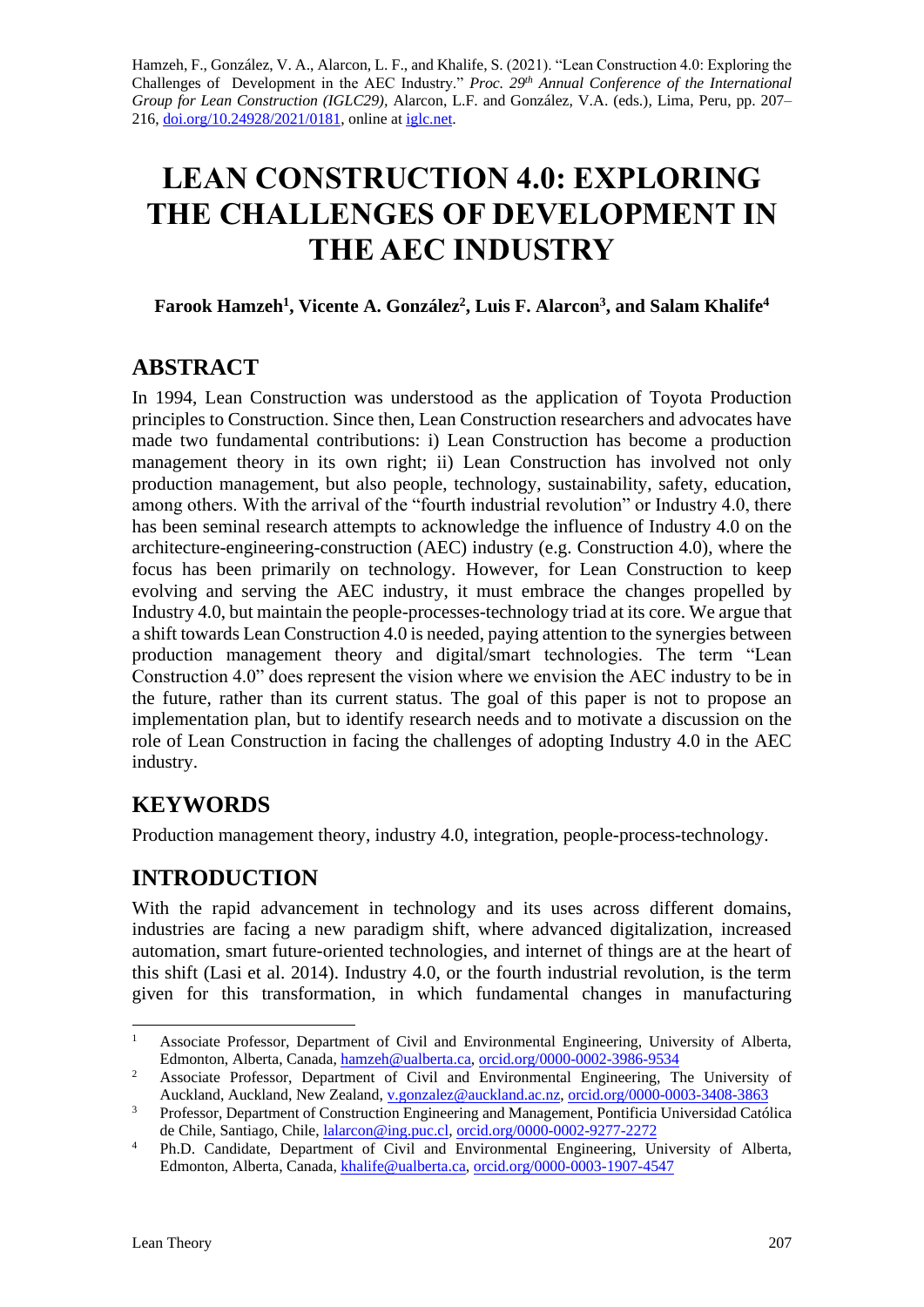Hamzeh, F., González, V. A., Alarcon, L. F., and Khalife, S. (2021). "Lean Construction 4.0: Exploring the Challenges of Development in the AEC Industry." *Proc. 29th Annual Conference of the International Group for Lean Construction (IGLC29),* Alarcon, L.F. and González, V.A. (eds.)*,* Lima, Peru, pp. 207–216, doi.org/10.24928/2021/0181, online at iglc.net.

# LEAN CONSTRUCTION 4.0: EXPLORING THE CHALLENGES OF DEVELOPMENT IN THE AEC INDUSTRY

**Farook Hamzeh[1], Vicente A. González[2], Luis F. Alarcon[3], and Salam Khalife[4]**

## ABSTRACT

In 1994, Lean Construction was understood as the application of Toyota Production principles to Construction. Since then, Lean Construction researchers and advocates have made two fundamental contributions: i) Lean Construction has become a production management theory in its own right; ii) Lean Construction has involved not only production management, but also people, technology, sustainability, safety, education, among others. With the arrival of the "fourth industrial revolution" or Industry 4.0, there has been seminal research attempts to acknowledge the influence of Industry 4.0 on the architecture-engineering-construction (AEC) industry (e.g. Construction 4.0), where the focus has been primarily on technology. However, for Lean Construction to keep evolving and serving the AEC industry, it must embrace the changes propelled by Industry 4.0, but maintain the people-processes-technology triad at its core. We argue that a shift towards Lean Construction 4.0 is needed, paying attention to the synergies between production management theory and digital/smart technologies. The term "Lean Construction 4.0" does represent the vision where we envision the AEC industry to be in the future, rather than its current status. The goal of this paper is not to propose an implementation plan, but to identify research needs and to motivate a discussion on the role of Lean Construction in facing the challenges of adopting Industry 4.0 in the AEC industry.

## KEYWORDS

Production management theory, industry 4.0, integration, people-process-technology.

## INTRODUCTION

With the rapid advancement in technology and its uses across different domains, industries are facing a new paradigm shift, where advanced digitalization, increased automation, smart future-oriented technologies, and internet of things are at the heart of this shift (Lasi et al. 2014). Industry 4.0, or the fourth industrial revolution, is the term given for this transformation, in which fundamental changes in manufacturing

[1] Associate Professor, Department of Civil and Environmental Engineering, University of Alberta, Edmonton, Alberta, Canada, hamzeh@ualberta.ca, orcid.org/0000-0002-3986-9534

[2] Associate Professor, Department of Civil and Environmental Engineering, The University of Auckland, Auckland, New Zealand, v.gonzalez@auckland.ac.nz, orcid.org/0000-0003-3408-3863

[3] Professor, Department of Construction Engineering and Management, Pontificia Universidad Católica de Chile, Santiago, Chile, lalarcon@ing.puc.cl, orcid.org/0000-0002-9277-2272

[4] Ph.D. Candidate, Department of Civil and Environmental Engineering, University of Alberta, Edmonton, Alberta, Canada, khalife@ualberta.ca, orcid.org/0000-0003-1907-4547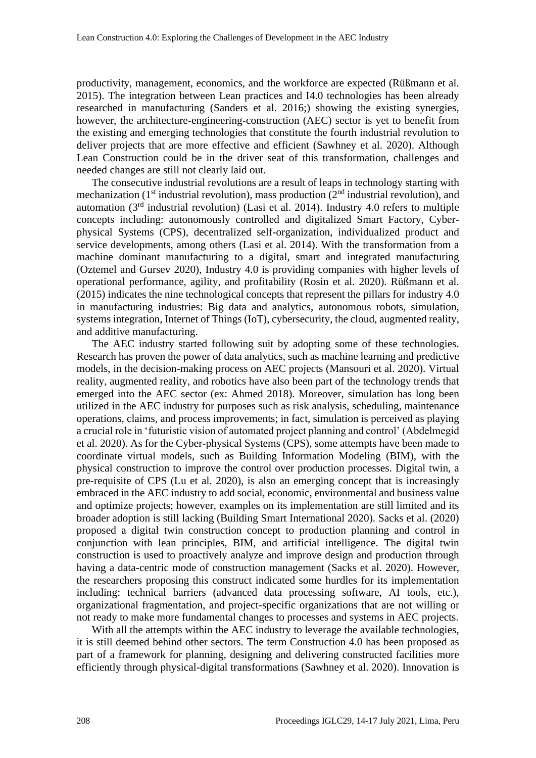productivity, management, economics, and the workforce are expected (Rüßmann et al. 2015). The integration between Lean practices and I4.0 technologies has been already researched in manufacturing (Sanders et al. 2016;) showing the existing synergies, however, the architecture-engineering-construction (AEC) sector is yet to benefit from the existing and emerging technologies that constitute the fourth industrial revolution to deliver projects that are more effective and efficient (Sawhney et al. 2020). Although Lean Construction could be in the driver seat of this transformation, challenges and needed changes are still not clearly laid out.

The consecutive industrial revolutions are a result of leaps in technology starting with mechanization (1st industrial revolution), mass production (2nd industrial revolution), and automation (3rd industrial revolution) (Lasi et al. 2014). Industry 4.0 refers to multiple concepts including: autonomously controlled and digitalized Smart Factory, Cyber-physical Systems (CPS), decentralized self-organization, individualized product and service developments, among others (Lasi et al. 2014). With the transformation from a machine dominant manufacturing to a digital, smart and integrated manufacturing (Oztemel and Gursev 2020), Industry 4.0 is providing companies with higher levels of operational performance, agility, and profitability (Rosin et al. 2020). Rüßmann et al. (2015) indicates the nine technological concepts that represent the pillars for industry 4.0 in manufacturing industries: Big data and analytics, autonomous robots, simulation, systems integration, Internet of Things (IoT), cybersecurity, the cloud, augmented reality, and additive manufacturing.

The AEC industry started following suit by adopting some of these technologies. Research has proven the power of data analytics, such as machine learning and predictive models, in the decision-making process on AEC projects (Mansouri et al. 2020). Virtual reality, augmented reality, and robotics have also been part of the technology trends that emerged into the AEC sector (ex: Ahmed 2018). Moreover, simulation has long been utilized in the AEC industry for purposes such as risk analysis, scheduling, maintenance operations, claims, and process improvements; in fact, simulation is perceived as playing a crucial role in 'futuristic vision of automated project planning and control' (Abdelmegid et al. 2020). As for the Cyber-physical Systems (CPS), some attempts have been made to coordinate virtual models, such as Building Information Modeling (BIM), with the physical construction to improve the control over production processes. Digital twin, a pre-requisite of CPS (Lu et al. 2020), is also an emerging concept that is increasingly embraced in the AEC industry to add social, economic, environmental and business value and optimize projects; however, examples on its implementation are still limited and its broader adoption is still lacking (Building Smart International 2020). Sacks et al. (2020) proposed a digital twin construction concept to production planning and control in conjunction with lean principles, BIM, and artificial intelligence. The digital twin construction is used to proactively analyze and improve design and production through having a data-centric mode of construction management (Sacks et al. 2020). However, the researchers proposing this construct indicated some hurdles for its implementation including: technical barriers (advanced data processing software, AI tools, etc.), organizational fragmentation, and project-specific organizations that are not willing or not ready to make more fundamental changes to processes and systems in AEC projects.

With all the attempts within the AEC industry to leverage the available technologies, it is still deemed behind other sectors. The term Construction 4.0 has been proposed as part of a framework for planning, designing and delivering constructed facilities more efficiently through physical-digital transformations (Sawhney et al. 2020). Innovation is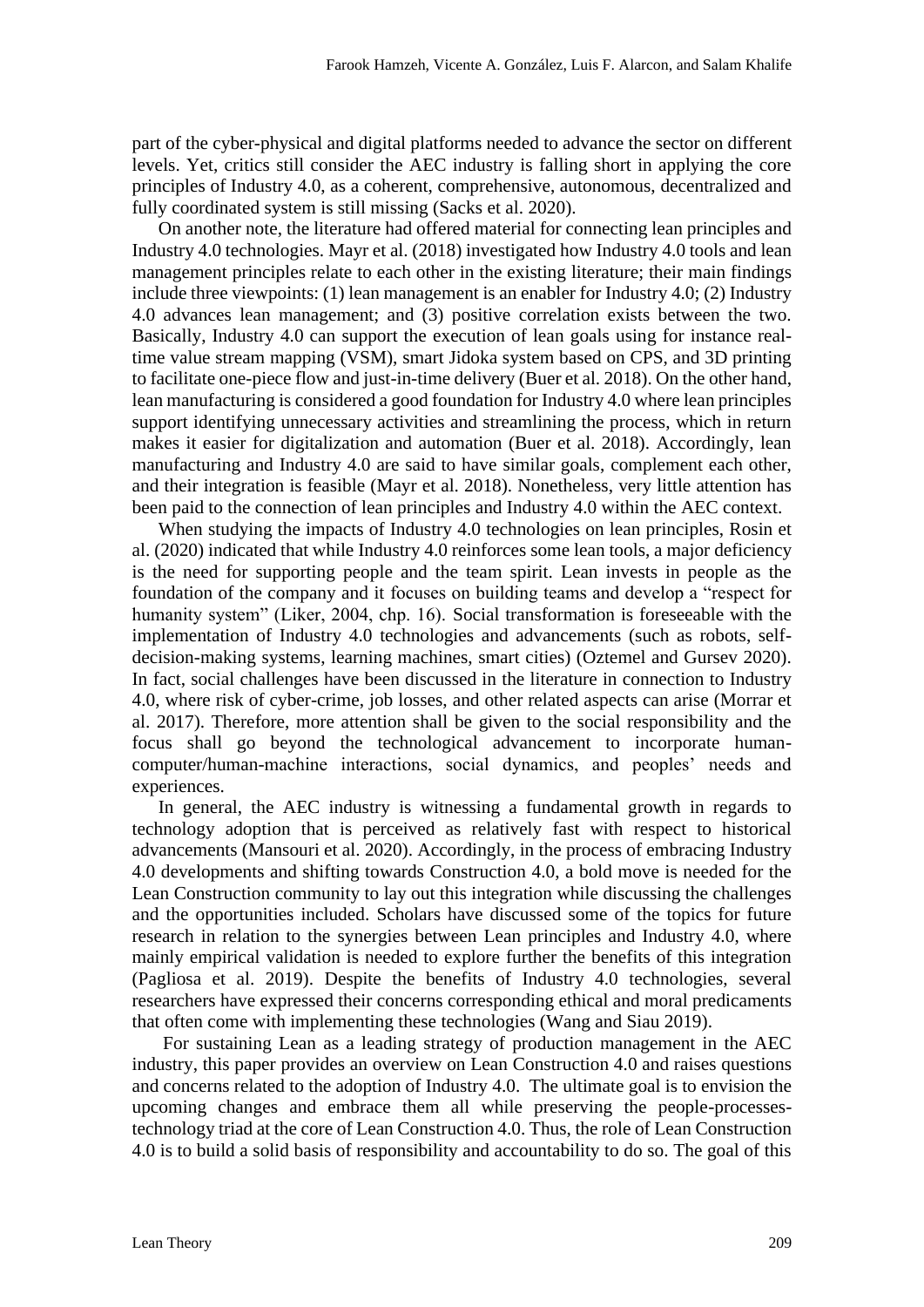part of the cyber-physical and digital platforms needed to advance the sector on different levels. Yet, critics still consider the AEC industry is falling short in applying the core principles of Industry 4.0, as a coherent, comprehensive, autonomous, decentralized and fully coordinated system is still missing (Sacks et al. 2020).

On another note, the literature had offered material for connecting lean principles and Industry 4.0 technologies. Mayr et al. (2018) investigated how Industry 4.0 tools and lean management principles relate to each other in the existing literature; their main findings include three viewpoints: (1) lean management is an enabler for Industry 4.0; (2) Industry 4.0 advances lean management; and (3) positive correlation exists between the two. Basically, Industry 4.0 can support the execution of lean goals using for instance real-time value stream mapping (VSM), smart Jidoka system based on CPS, and 3D printing to facilitate one-piece flow and just-in-time delivery (Buer et al. 2018). On the other hand, lean manufacturing is considered a good foundation for Industry 4.0 where lean principles support identifying unnecessary activities and streamlining the process, which in return makes it easier for digitalization and automation (Buer et al. 2018). Accordingly, lean manufacturing and Industry 4.0 are said to have similar goals, complement each other, and their integration is feasible (Mayr et al. 2018). Nonetheless, very little attention has been paid to the connection of lean principles and Industry 4.0 within the AEC context.

When studying the impacts of Industry 4.0 technologies on lean principles, Rosin et al. (2020) indicated that while Industry 4.0 reinforces some lean tools, a major deficiency is the need for supporting people and the team spirit. Lean invests in people as the foundation of the company and it focuses on building teams and develop a "respect for humanity system" (Liker, 2004, chp. 16). Social transformation is foreseeable with the implementation of Industry 4.0 technologies and advancements (such as robots, self-decision-making systems, learning machines, smart cities) (Oztemel and Gursev 2020). In fact, social challenges have been discussed in the literature in connection to Industry 4.0, where risk of cyber-crime, job losses, and other related aspects can arise (Morrar et al. 2017). Therefore, more attention shall be given to the social responsibility and the focus shall go beyond the technological advancement to incorporate human-computer/human-machine interactions, social dynamics, and peoples' needs and experiences.

In general, the AEC industry is witnessing a fundamental growth in regards to technology adoption that is perceived as relatively fast with respect to historical advancements (Mansouri et al. 2020). Accordingly, in the process of embracing Industry 4.0 developments and shifting towards Construction 4.0, a bold move is needed for the Lean Construction community to lay out this integration while discussing the challenges and the opportunities included. Scholars have discussed some of the topics for future research in relation to the synergies between Lean principles and Industry 4.0, where mainly empirical validation is needed to explore further the benefits of this integration (Pagliosa et al. 2019). Despite the benefits of Industry 4.0 technologies, several researchers have expressed their concerns corresponding ethical and moral predicaments that often come with implementing these technologies (Wang and Siau 2019).

For sustaining Lean as a leading strategy of production management in the AEC industry, this paper provides an overview on Lean Construction 4.0 and raises questions and concerns related to the adoption of Industry 4.0. The ultimate goal is to envision the upcoming changes and embrace them all while preserving the people-processes-technology triad at the core of Lean Construction 4.0. Thus, the role of Lean Construction 4.0 is to build a solid basis of responsibility and accountability to do so. The goal of this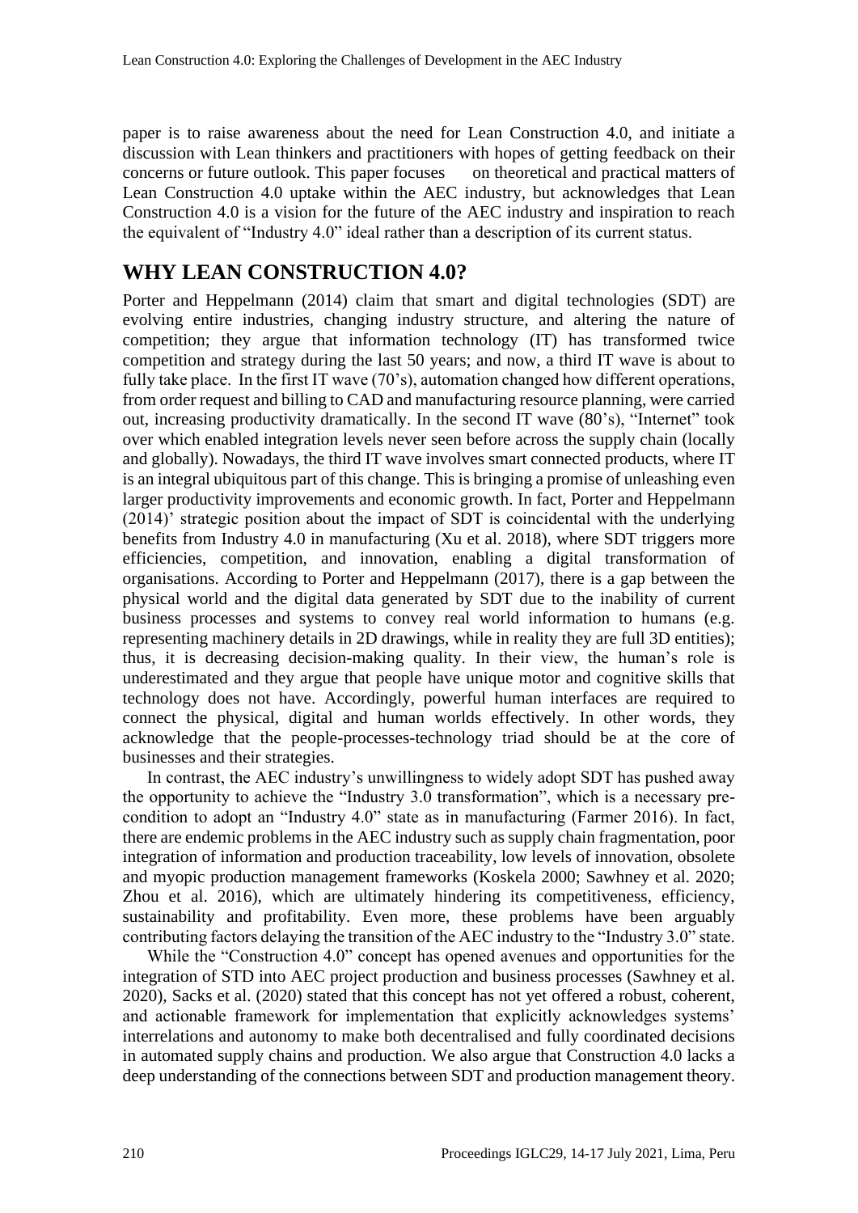paper is to raise awareness about the need for Lean Construction 4.0, and initiate a discussion with Lean thinkers and practitioners with hopes of getting feedback on their concerns or future outlook. This paper focuses on theoretical and practical matters of Lean Construction 4.0 uptake within the AEC industry, but acknowledges that Lean Construction 4.0 is a vision for the future of the AEC industry and inspiration to reach the equivalent of "Industry 4.0" ideal rather than a description of its current status.

## WHY LEAN CONSTRUCTION 4.0?

Porter and Heppelmann (2014) claim that smart and digital technologies (SDT) are evolving entire industries, changing industry structure, and altering the nature of competition; they argue that information technology (IT) has transformed twice competition and strategy during the last 50 years; and now, a third IT wave is about to fully take place. In the first IT wave (70's), automation changed how different operations, from order request and billing to CAD and manufacturing resource planning, were carried out, increasing productivity dramatically. In the second IT wave (80's), "Internet" took over which enabled integration levels never seen before across the supply chain (locally and globally). Nowadays, the third IT wave involves smart connected products, where IT is an integral ubiquitous part of this change. This is bringing a promise of unleashing even larger productivity improvements and economic growth. In fact, Porter and Heppelmann (2014)' strategic position about the impact of SDT is coincidental with the underlying benefits from Industry 4.0 in manufacturing (Xu et al. 2018), where SDT triggers more efficiencies, competition, and innovation, enabling a digital transformation of organisations. According to Porter and Heppelmann (2017), there is a gap between the physical world and the digital data generated by SDT due to the inability of current business processes and systems to convey real world information to humans (e.g. representing machinery details in 2D drawings, while in reality they are full 3D entities); thus, it is decreasing decision-making quality. In their view, the human's role is underestimated and they argue that people have unique motor and cognitive skills that technology does not have. Accordingly, powerful human interfaces are required to connect the physical, digital and human worlds effectively. In other words, they acknowledge that the people-processes-technology triad should be at the core of businesses and their strategies.

In contrast, the AEC industry's unwillingness to widely adopt SDT has pushed away the opportunity to achieve the "Industry 3.0 transformation", which is a necessary pre-condition to adopt an "Industry 4.0" state as in manufacturing (Farmer 2016). In fact, there are endemic problems in the AEC industry such as supply chain fragmentation, poor integration of information and production traceability, low levels of innovation, obsolete and myopic production management frameworks (Koskela 2000; Sawhney et al. 2020; Zhou et al. 2016), which are ultimately hindering its competitiveness, efficiency, sustainability and profitability. Even more, these problems have been arguably contributing factors delaying the transition of the AEC industry to the "Industry 3.0" state.

While the "Construction 4.0" concept has opened avenues and opportunities for the integration of STD into AEC project production and business processes (Sawhney et al. 2020), Sacks et al. (2020) stated that this concept has not yet offered a robust, coherent, and actionable framework for implementation that explicitly acknowledges systems' interrelations and autonomy to make both decentralised and fully coordinated decisions in automated supply chains and production. We also argue that Construction 4.0 lacks a deep understanding of the connections between SDT and production management theory.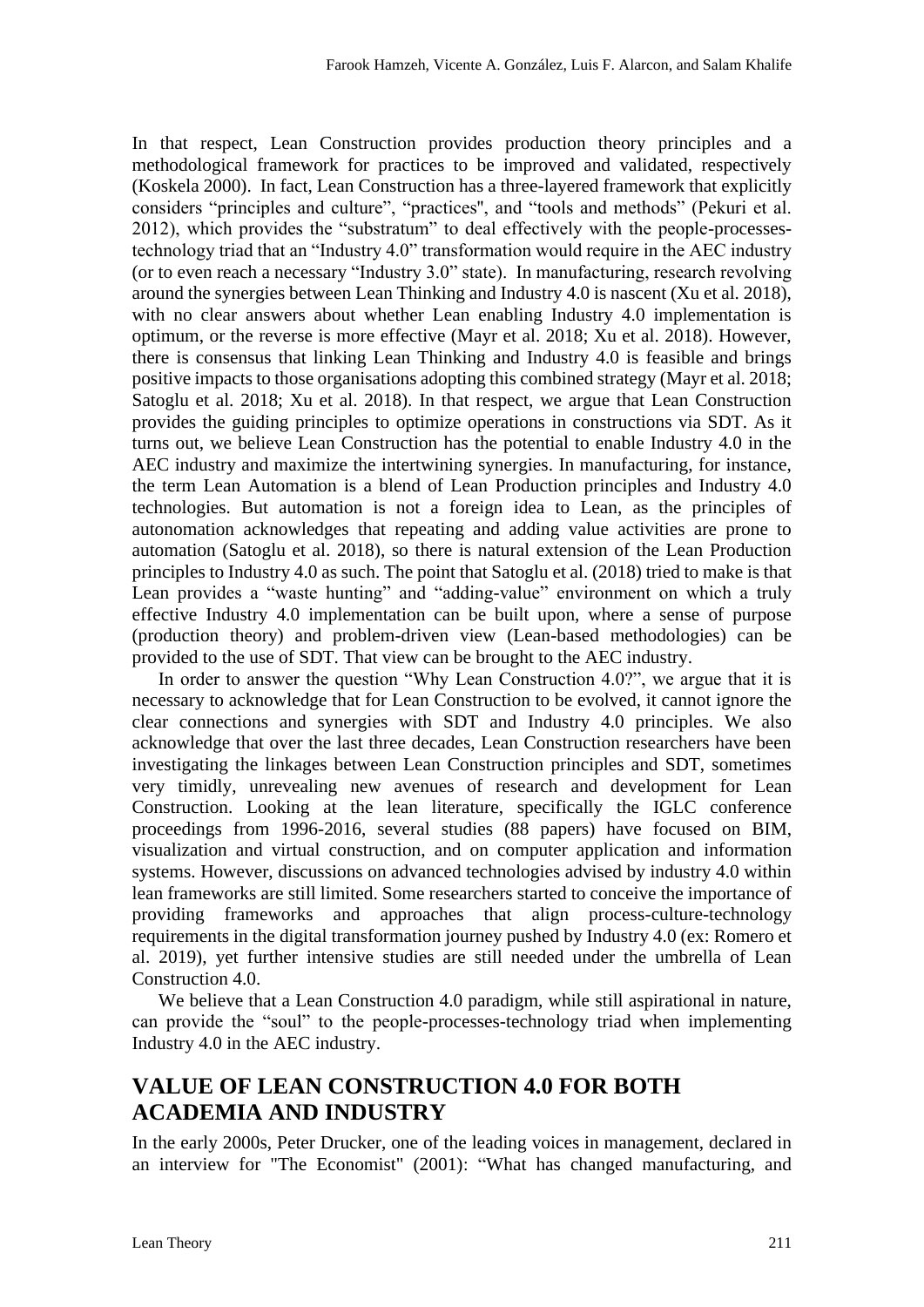In that respect, Lean Construction provides production theory principles and a methodological framework for practices to be improved and validated, respectively (Koskela 2000). In fact, Lean Construction has a three-layered framework that explicitly considers "principles and culture", "practices", and "tools and methods" (Pekuri et al. 2012), which provides the "substratum" to deal effectively with the people-processes-technology triad that an "Industry 4.0" transformation would require in the AEC industry (or to even reach a necessary "Industry 3.0" state). In manufacturing, research revolving around the synergies between Lean Thinking and Industry 4.0 is nascent (Xu et al. 2018), with no clear answers about whether Lean enabling Industry 4.0 implementation is optimum, or the reverse is more effective (Mayr et al. 2018; Xu et al. 2018). However, there is consensus that linking Lean Thinking and Industry 4.0 is feasible and brings positive impacts to those organisations adopting this combined strategy (Mayr et al. 2018; Satoglu et al. 2018; Xu et al. 2018). In that respect, we argue that Lean Construction provides the guiding principles to optimize operations in constructions via SDT. As it turns out, we believe Lean Construction has the potential to enable Industry 4.0 in the AEC industry and maximize the intertwining synergies. In manufacturing, for instance, the term Lean Automation is a blend of Lean Production principles and Industry 4.0 technologies. But automation is not a foreign idea to Lean, as the principles of autonomation acknowledges that repeating and adding value activities are prone to automation (Satoglu et al. 2018), so there is natural extension of the Lean Production principles to Industry 4.0 as such. The point that Satoglu et al. (2018) tried to make is that Lean provides a "waste hunting" and "adding-value" environment on which a truly effective Industry 4.0 implementation can be built upon, where a sense of purpose (production theory) and problem-driven view (Lean-based methodologies) can be provided to the use of SDT. That view can be brought to the AEC industry.

In order to answer the question "Why Lean Construction 4.0?", we argue that it is necessary to acknowledge that for Lean Construction to be evolved, it cannot ignore the clear connections and synergies with SDT and Industry 4.0 principles. We also acknowledge that over the last three decades, Lean Construction researchers have been investigating the linkages between Lean Construction principles and SDT, sometimes very timidly, unrevealing new avenues of research and development for Lean Construction. Looking at the lean literature, specifically the IGLC conference proceedings from 1996-2016, several studies (88 papers) have focused on BIM, visualization and virtual construction, and on computer application and information systems. However, discussions on advanced technologies advised by industry 4.0 within lean frameworks are still limited. Some researchers started to conceive the importance of providing frameworks and approaches that align process-culture-technology requirements in the digital transformation journey pushed by Industry 4.0 (ex: Romero et al. 2019), yet further intensive studies are still needed under the umbrella of Lean Construction 4.0.

We believe that a Lean Construction 4.0 paradigm, while still aspirational in nature, can provide the "soul" to the people-processes-technology triad when implementing Industry 4.0 in the AEC industry.

## VALUE OF LEAN CONSTRUCTION 4.0 FOR BOTH ACADEMIA AND INDUSTRY

In the early 2000s, Peter Drucker, one of the leading voices in management, declared in an interview for "The Economist" (2001): "What has changed manufacturing, and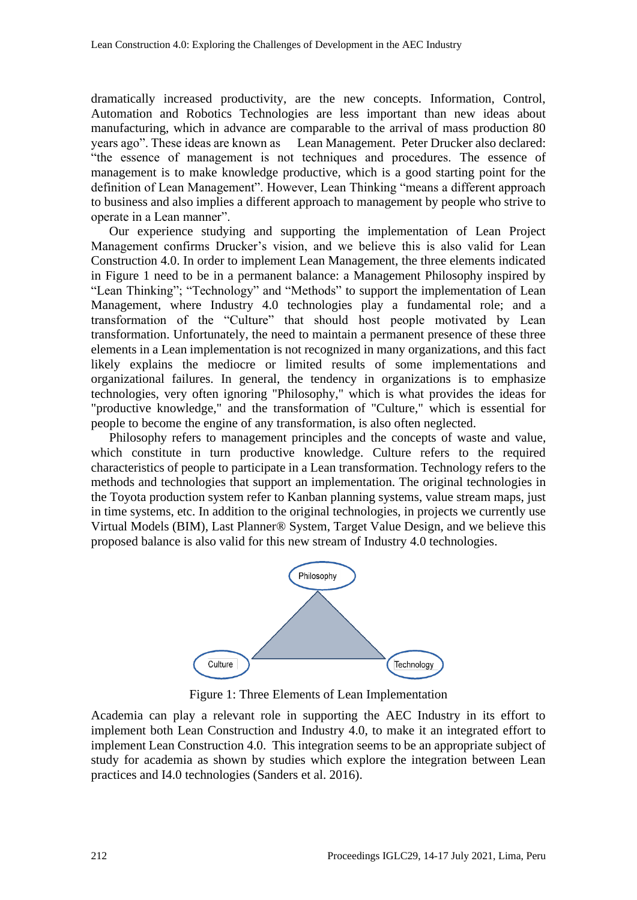dramatically increased productivity, are the new concepts. Information, Control, Automation and Robotics Technologies are less important than new ideas about manufacturing, which in advance are comparable to the arrival of mass production 80 years ago". These ideas are known as Lean Management. Peter Drucker also declared: "the essence of management is not techniques and procedures. The essence of management is to make knowledge productive, which is a good starting point for the definition of Lean Management". However, Lean Thinking "means a different approach to business and also implies a different approach to management by people who strive to operate in a Lean manner".

Our experience studying and supporting the implementation of Lean Project Management confirms Drucker's vision, and we believe this is also valid for Lean Construction 4.0. In order to implement Lean Management, the three elements indicated in Figure 1 need to be in a permanent balance: a Management Philosophy inspired by "Lean Thinking"; "Technology" and "Methods" to support the implementation of Lean Management, where Industry 4.0 technologies play a fundamental role; and a transformation of the "Culture" that should host people motivated by Lean transformation. Unfortunately, the need to maintain a permanent presence of these three elements in a Lean implementation is not recognized in many organizations, and this fact likely explains the mediocre or limited results of some implementations and organizational failures. In general, the tendency in organizations is to emphasize technologies, very often ignoring "Philosophy," which is what provides the ideas for "productive knowledge," and the transformation of "Culture," which is essential for people to become the engine of any transformation, is also often neglected.

Philosophy refers to management principles and the concepts of waste and value, which constitute in turn productive knowledge. Culture refers to the required characteristics of people to participate in a Lean transformation. Technology refers to the methods and technologies that support an implementation. The original technologies in the Toyota production system refer to Kanban planning systems, value stream maps, just in time systems, etc. In addition to the original technologies, in projects we currently use Virtual Models (BIM), Last Planner® System, Target Value Design, and we believe this proposed balance is also valid for this new stream of Industry 4.0 technologies.

Philosophy

Culture

Technology

Figure 1: Three Elements of Lean Implementation

Academia can play a relevant role in supporting the AEC Industry in its effort to implement both Lean Construction and Industry 4.0, to make it an integrated effort to implement Lean Construction 4.0. This integration seems to be an appropriate subject of study for academia as shown by studies which explore the integration between Lean practices and I4.0 technologies (Sanders et al. 2016).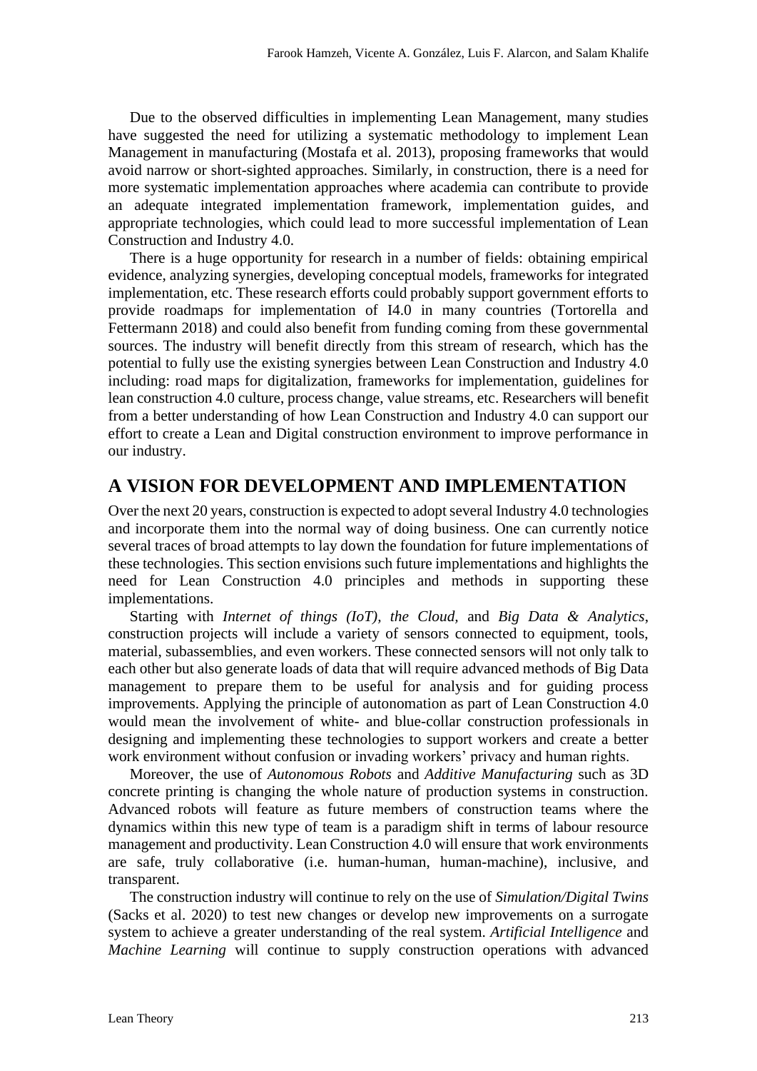Due to the observed difficulties in implementing Lean Management, many studies have suggested the need for utilizing a systematic methodology to implement Lean Management in manufacturing (Mostafa et al. 2013), proposing frameworks that would avoid narrow or short-sighted approaches. Similarly, in construction, there is a need for more systematic implementation approaches where academia can contribute to provide an adequate integrated implementation framework, implementation guides, and appropriate technologies, which could lead to more successful implementation of Lean Construction and Industry 4.0.

There is a huge opportunity for research in a number of fields: obtaining empirical evidence, analyzing synergies, developing conceptual models, frameworks for integrated implementation, etc. These research efforts could probably support government efforts to provide roadmaps for implementation of I4.0 in many countries (Tortorella and Fettermann 2018) and could also benefit from funding coming from these governmental sources. The industry will benefit directly from this stream of research, which has the potential to fully use the existing synergies between Lean Construction and Industry 4.0 including: road maps for digitalization, frameworks for implementation, guidelines for lean construction 4.0 culture, process change, value streams, etc. Researchers will benefit from a better understanding of how Lean Construction and Industry 4.0 can support our effort to create a Lean and Digital construction environment to improve performance in our industry.

## A VISION FOR DEVELOPMENT AND IMPLEMENTATION

Over the next 20 years, construction is expected to adopt several Industry 4.0 technologies and incorporate them into the normal way of doing business. One can currently notice several traces of broad attempts to lay down the foundation for future implementations of these technologies. This section envisions such future implementations and highlights the need for Lean Construction 4.0 principles and methods in supporting these implementations.

Starting with *Internet of things (IoT)*, *the Cloud,* and *Big Data & Analytics*, construction projects will include a variety of sensors connected to equipment, tools, material, subassemblies, and even workers. These connected sensors will not only talk to each other but also generate loads of data that will require advanced methods of Big Data management to prepare them to be useful for analysis and for guiding process improvements. Applying the principle of autonomation as part of Lean Construction 4.0 would mean the involvement of white- and blue-collar construction professionals in designing and implementing these technologies to support workers and create a better work environment without confusion or invading workers' privacy and human rights.

Moreover, the use of *Autonomous Robots* and *Additive Manufacturing* such as 3D concrete printing is changing the whole nature of production systems in construction. Advanced robots will feature as future members of construction teams where the dynamics within this new type of team is a paradigm shift in terms of labour resource management and productivity. Lean Construction 4.0 will ensure that work environments are safe, truly collaborative (i.e. human-human, human-machine), inclusive, and transparent.

The construction industry will continue to rely on the use of *Simulation/Digital Twins* (Sacks et al. 2020) to test new changes or develop new improvements on a surrogate system to achieve a greater understanding of the real system. *Artificial Intelligence* and *Machine Learning* will continue to supply construction operations with advanced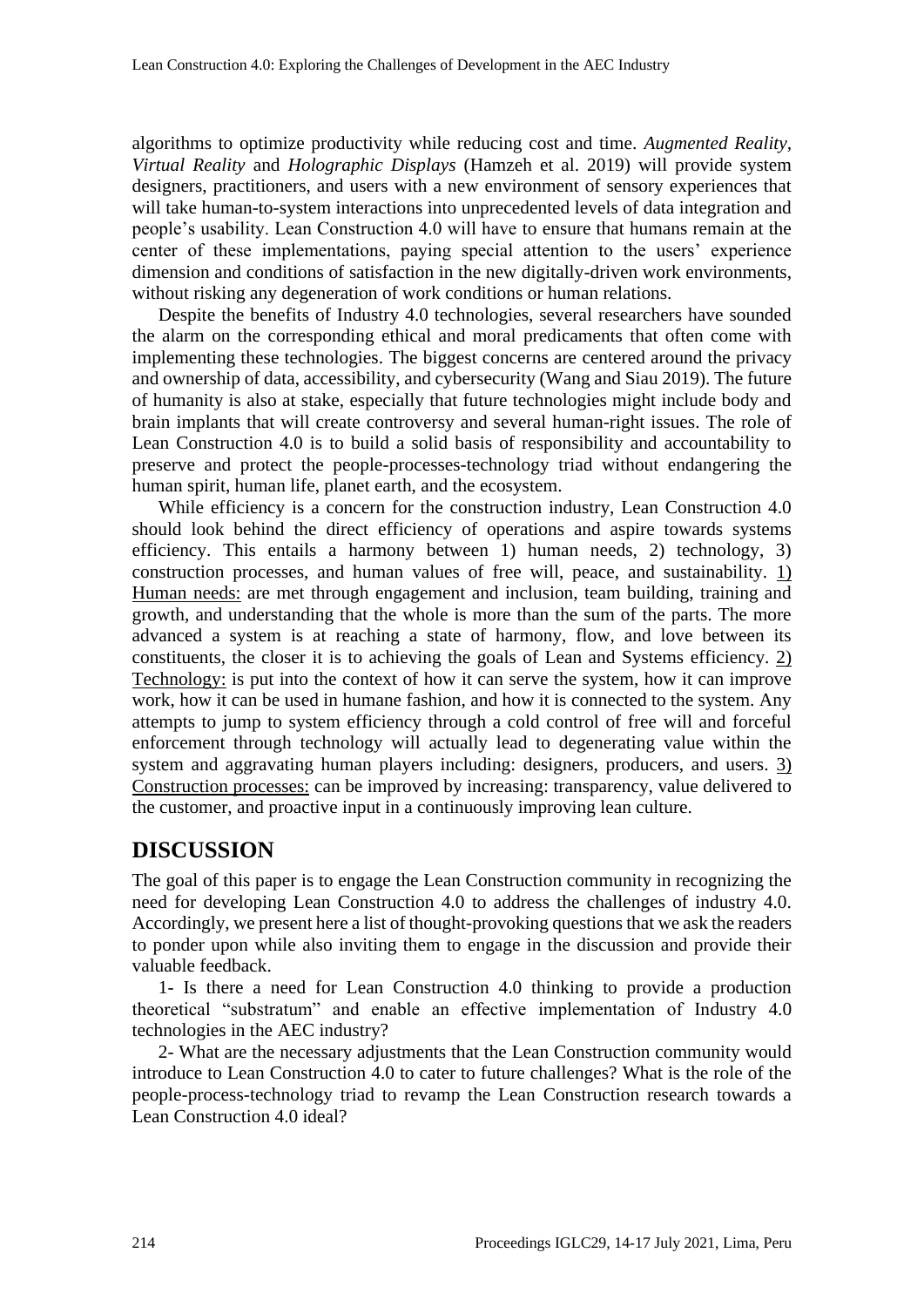algorithms to optimize productivity while reducing cost and time. *Augmented Reality*, *Virtual Reality* and *Holographic Displays* (Hamzeh et al. 2019) will provide system designers, practitioners, and users with a new environment of sensory experiences that will take human-to-system interactions into unprecedented levels of data integration and people's usability. Lean Construction 4.0 will have to ensure that humans remain at the center of these implementations, paying special attention to the users' experience dimension and conditions of satisfaction in the new digitally-driven work environments, without risking any degeneration of work conditions or human relations.

Despite the benefits of Industry 4.0 technologies, several researchers have sounded the alarm on the corresponding ethical and moral predicaments that often come with implementing these technologies. The biggest concerns are centered around the privacy and ownership of data, accessibility, and cybersecurity (Wang and Siau 2019). The future of humanity is also at stake, especially that future technologies might include body and brain implants that will create controversy and several human-right issues. The role of Lean Construction 4.0 is to build a solid basis of responsibility and accountability to preserve and protect the people-processes-technology triad without endangering the human spirit, human life, planet earth, and the ecosystem.

While efficiency is a concern for the construction industry, Lean Construction 4.0 should look behind the direct efficiency of operations and aspire towards systems efficiency. This entails a harmony between 1) human needs, 2) technology, 3) construction processes, and human values of free will, peace, and sustainability. <u>1) Human needs:</u> are met through engagement and inclusion, team building, training and growth, and understanding that the whole is more than the sum of the parts. The more advanced a system is at reaching a state of harmony, flow, and love between its constituents, the closer it is to achieving the goals of Lean and Systems efficiency. <u>2) Technology:</u> is put into the context of how it can serve the system, how it can improve work, how it can be used in humane fashion, and how it is connected to the system. Any attempts to jump to system efficiency through a cold control of free will and forceful enforcement through technology will actually lead to degenerating value within the system and aggravating human players including: designers, producers, and users. <u>3) Construction processes:</u> can be improved by increasing: transparency, value delivered to the customer, and proactive input in a continuously improving lean culture.

## DISCUSSION

The goal of this paper is to engage the Lean Construction community in recognizing the need for developing Lean Construction 4.0 to address the challenges of industry 4.0. Accordingly, we present here a list of thought-provoking questions that we ask the readers to ponder upon while also inviting them to engage in the discussion and provide their valuable feedback.

1- Is there a need for Lean Construction 4.0 thinking to provide a production theoretical "substratum" and enable an effective implementation of Industry 4.0 technologies in the AEC industry?

2- What are the necessary adjustments that the Lean Construction community would introduce to Lean Construction 4.0 to cater to future challenges? What is the role of the people-process-technology triad to revamp the Lean Construction research towards a Lean Construction 4.0 ideal?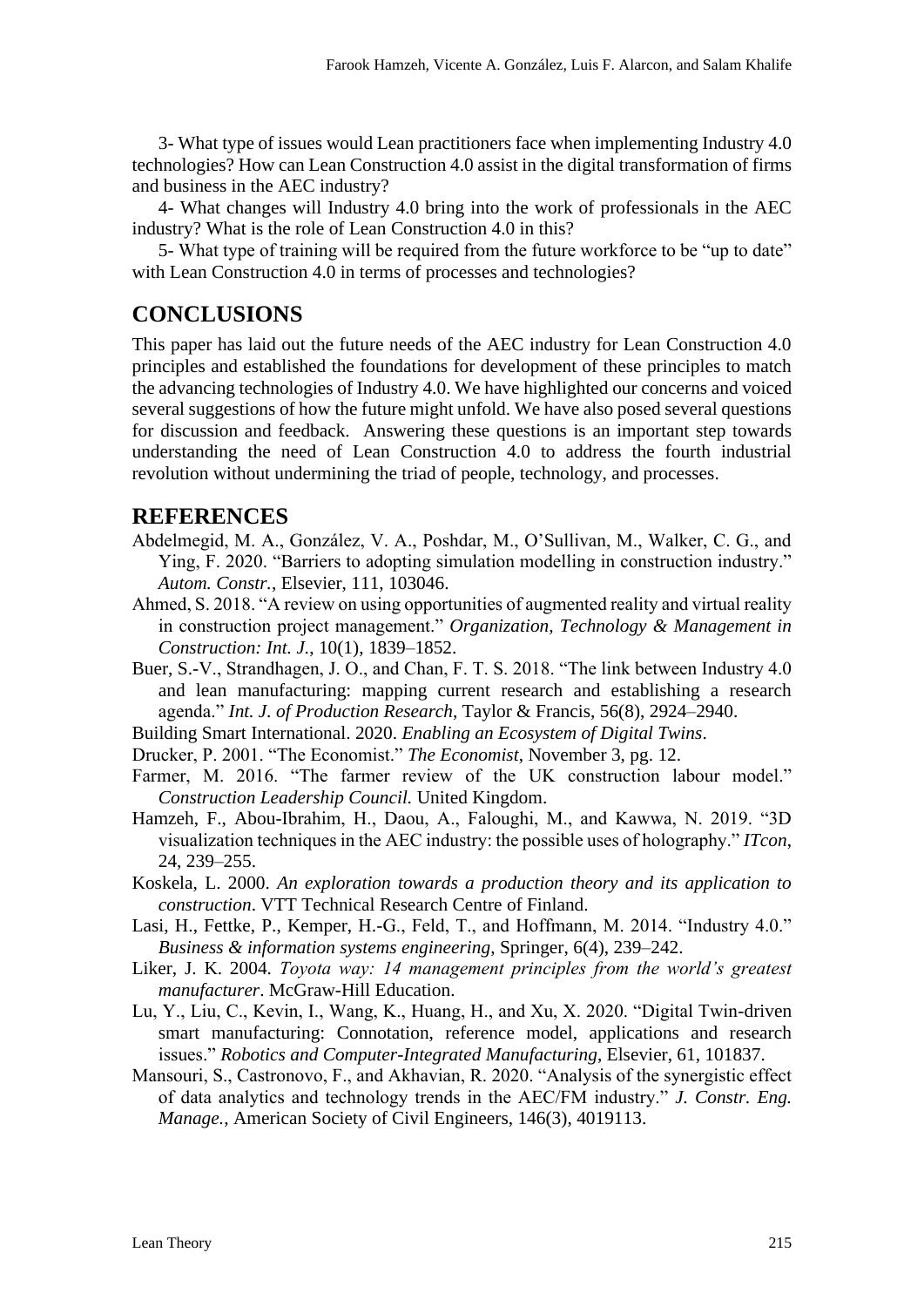3- What type of issues would Lean practitioners face when implementing Industry 4.0 technologies? How can Lean Construction 4.0 assist in the digital transformation of firms and business in the AEC industry?

4- What changes will Industry 4.0 bring into the work of professionals in the AEC industry? What is the role of Lean Construction 4.0 in this?

5- What type of training will be required from the future workforce to be "up to date" with Lean Construction 4.0 in terms of processes and technologies?

## CONCLUSIONS

This paper has laid out the future needs of the AEC industry for Lean Construction 4.0 principles and established the foundations for development of these principles to match the advancing technologies of Industry 4.0. We have highlighted our concerns and voiced several suggestions of how the future might unfold. We have also posed several questions for discussion and feedback. Answering these questions is an important step towards understanding the need of Lean Construction 4.0 to address the fourth industrial revolution without undermining the triad of people, technology, and processes.

## REFERENCES

Abdelmegid, M. A., González, V. A., Poshdar, M., O'Sullivan, M., Walker, C. G., and Ying, F. 2020. "Barriers to adopting simulation modelling in construction industry." *Autom. Constr.*, Elsevier, 111, 103046.

Ahmed, S. 2018. "A review on using opportunities of augmented reality and virtual reality in construction project management." *Organization, Technology & Management in Construction: Int. J.*, 10(1), 1839–1852.

Buer, S.-V., Strandhagen, J. O., and Chan, F. T. S. 2018. "The link between Industry 4.0 and lean manufacturing: mapping current research and establishing a research agenda." *Int. J. of Production Research*, Taylor & Francis, 56(8), 2924–2940.

Building Smart International. 2020. *Enabling an Ecosystem of Digital Twins*.

Drucker, P. 2001. "The Economist." *The Economist*, November 3, pg. 12.

Farmer, M. 2016. "The farmer review of the UK construction labour model." *Construction Leadership Council.* United Kingdom.

Hamzeh, F., Abou-Ibrahim, H., Daou, A., Faloughi, M., and Kawwa, N. 2019. "3D visualization techniques in the AEC industry: the possible uses of holography." *ITcon*, 24, 239–255.

Koskela, L. 2000. *An exploration towards a production theory and its application to construction*. VTT Technical Research Centre of Finland.

Lasi, H., Fettke, P., Kemper, H.-G., Feld, T., and Hoffmann, M. 2014. "Industry 4.0." *Business & information systems engineering*, Springer, 6(4), 239–242.

Liker, J. K. 2004. *Toyota way: 14 management principles from the world's greatest manufacturer*. McGraw-Hill Education.

Lu, Y., Liu, C., Kevin, I., Wang, K., Huang, H., and Xu, X. 2020. "Digital Twin-driven smart manufacturing: Connotation, reference model, applications and research issues." *Robotics and Computer-Integrated Manufacturing*, Elsevier, 61, 101837.

Mansouri, S., Castronovo, F., and Akhavian, R. 2020. "Analysis of the synergistic effect of data analytics and technology trends in the AEC/FM industry." *J. Constr. Eng. Manage.*, American Society of Civil Engineers, 146(3), 4019113.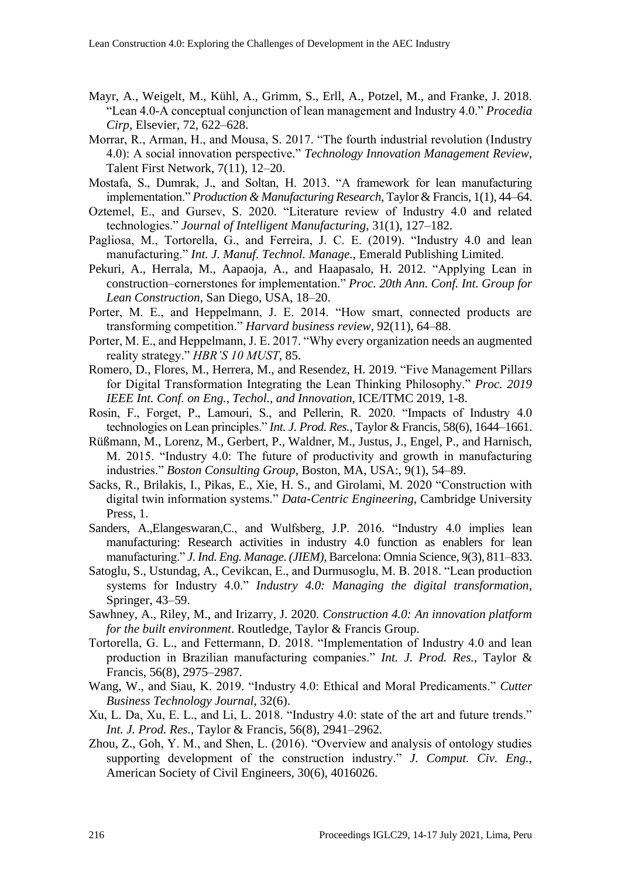Mayr, A., Weigelt, M., Kühl, A., Grimm, S., Erll, A., Potzel, M., and Franke, J. 2018. "Lean 4.0-A conceptual conjunction of lean management and Industry 4.0." *Procedia Cirp*, Elsevier, 72, 622–628.

Morrar, R., Arman, H., and Mousa, S. 2017. "The fourth industrial revolution (Industry 4.0): A social innovation perspective." *Technology Innovation Management Review*, Talent First Network, 7(11), 12–20.

Mostafa, S., Dumrak, J., and Soltan, H. 2013. "A framework for lean manufacturing implementation." *Production & Manufacturing Research*, Taylor & Francis, 1(1), 44–64.

Oztemel, E., and Gursev, S. 2020. "Literature review of Industry 4.0 and related technologies." *Journal of Intelligent Manufacturing*, 31(1), 127–182.

Pagliosa, M., Tortorella, G., and Ferreira, J. C. E. (2019). "Industry 4.0 and lean manufacturing." *Int. J. Manuf. Technol. Manage.*, Emerald Publishing Limited.

Pekuri, A., Herrala, M., Aapaoja, A., and Haapasalo, H. 2012. "Applying Lean in construction–cornerstones for implementation." *Proc. 20th Ann. Conf. Int. Group for Lean Construction*, San Diego, USA, 18–20.

Porter, M. E., and Heppelmann, J. E. 2014. "How smart, connected products are transforming competition." *Harvard business review*, 92(11), 64–88.

Porter, M. E., and Heppelmann, J. E. 2017. "Why every organization needs an augmented reality strategy." *HBR'S 10 MUST*, 85.

Romero, D., Flores, M., Herrera, M., and Resendez, H. 2019. "Five Management Pillars for Digital Transformation Integrating the Lean Thinking Philosophy." *Proc. 2019 IEEE Int. Conf. on Eng., Techol., and Innovation*, ICE/ITMC 2019, 1-8.

Rosin, F., Forget, P., Lamouri, S., and Pellerin, R. 2020. "Impacts of Industry 4.0 technologies on Lean principles." *Int. J. Prod. Res.*, Taylor & Francis, 58(6), 1644–1661.

Rüßmann, M., Lorenz, M., Gerbert, P., Waldner, M., Justus, J., Engel, P., and Harnisch, M. 2015. "Industry 4.0: The future of productivity and growth in manufacturing industries." *Boston Consulting Group*, Boston, MA, USA:, 9(1), 54–89.

Sacks, R., Brilakis, I., Pikas, E., Xie, H. S., and Girolami, M. 2020 "Construction with digital twin information systems." *Data-Centric Engineering*, Cambridge University Press, 1.

Sanders, A.,Elangeswaran,C., and Wulfsberg, J.P. 2016. "Industry 4.0 implies lean manufacturing: Research activities in industry 4.0 function as enablers for lean manufacturing." *J. Ind. Eng. Manage. (JIEM)*, Barcelona: Omnia Science, 9(3), 811–833.

Satoglu, S., Ustundag, A., Cevikcan, E., and Durmusoglu, M. B. 2018. "Lean production systems for Industry 4.0." *Industry 4.0: Managing the digital transformation*, Springer, 43–59.

Sawhney, A., Riley, M., and Irizarry, J. 2020. *Construction 4.0: An innovation platform for the built environment*. Routledge, Taylor & Francis Group.

Tortorella, G. L., and Fettermann, D. 2018. "Implementation of Industry 4.0 and lean production in Brazilian manufacturing companies." *Int. J. Prod. Res.*, Taylor & Francis, 56(8), 2975–2987.

Wang, W., and Siau, K. 2019. "Industry 4.0: Ethical and Moral Predicaments." *Cutter Business Technology Journal*, 32(6).

Xu, L. Da, Xu, E. L., and Li, L. 2018. "Industry 4.0: state of the art and future trends." *Int. J. Prod. Res.*, Taylor & Francis, 56(8), 2941–2962.

Zhou, Z., Goh, Y. M., and Shen, L. (2016). "Overview and analysis of ontology studies supporting development of the construction industry." *J. Comput. Civ. Eng.*, American Society of Civil Engineers, 30(6), 4016026.